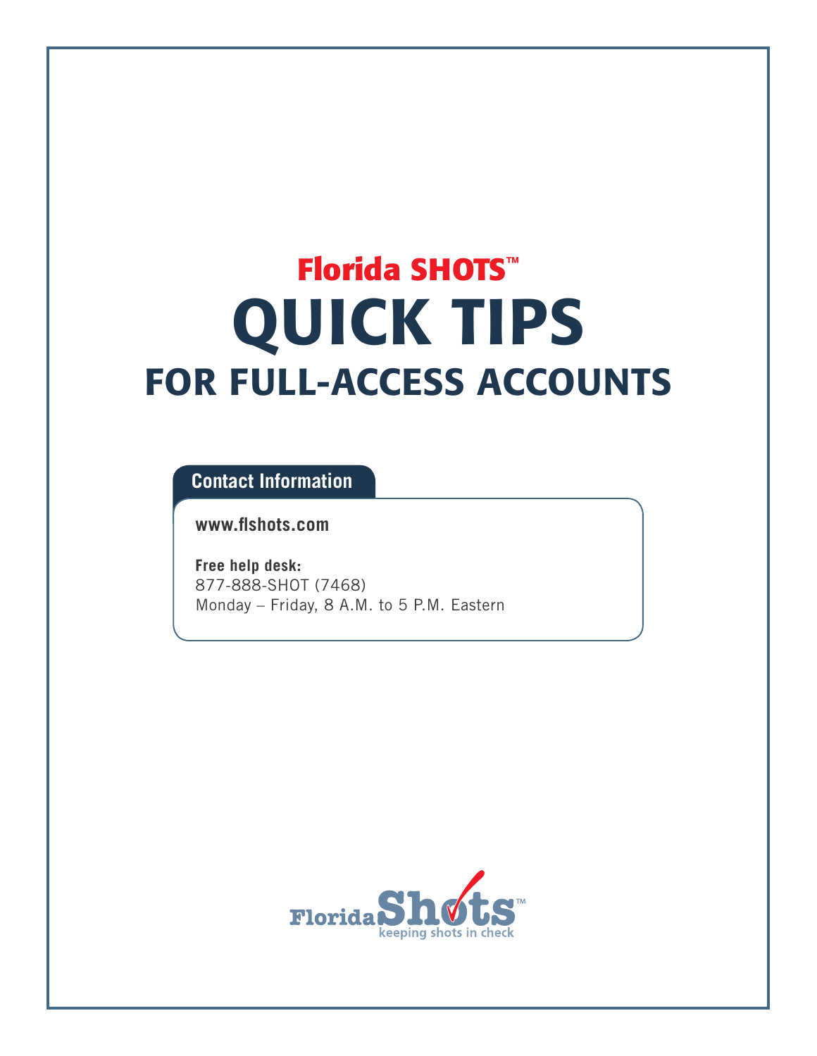# Florida SHOTS™

# QUICK TIPS

## FOR FULL-ACCESS ACCOUNTS

### Contact Information

**www.flshots.com**

**Free help desk:**
877-888-SHOT (7468)
Monday – Friday, 8 A.M. to 5 P.M. Eastern

Florida Shots™
keeping shots in check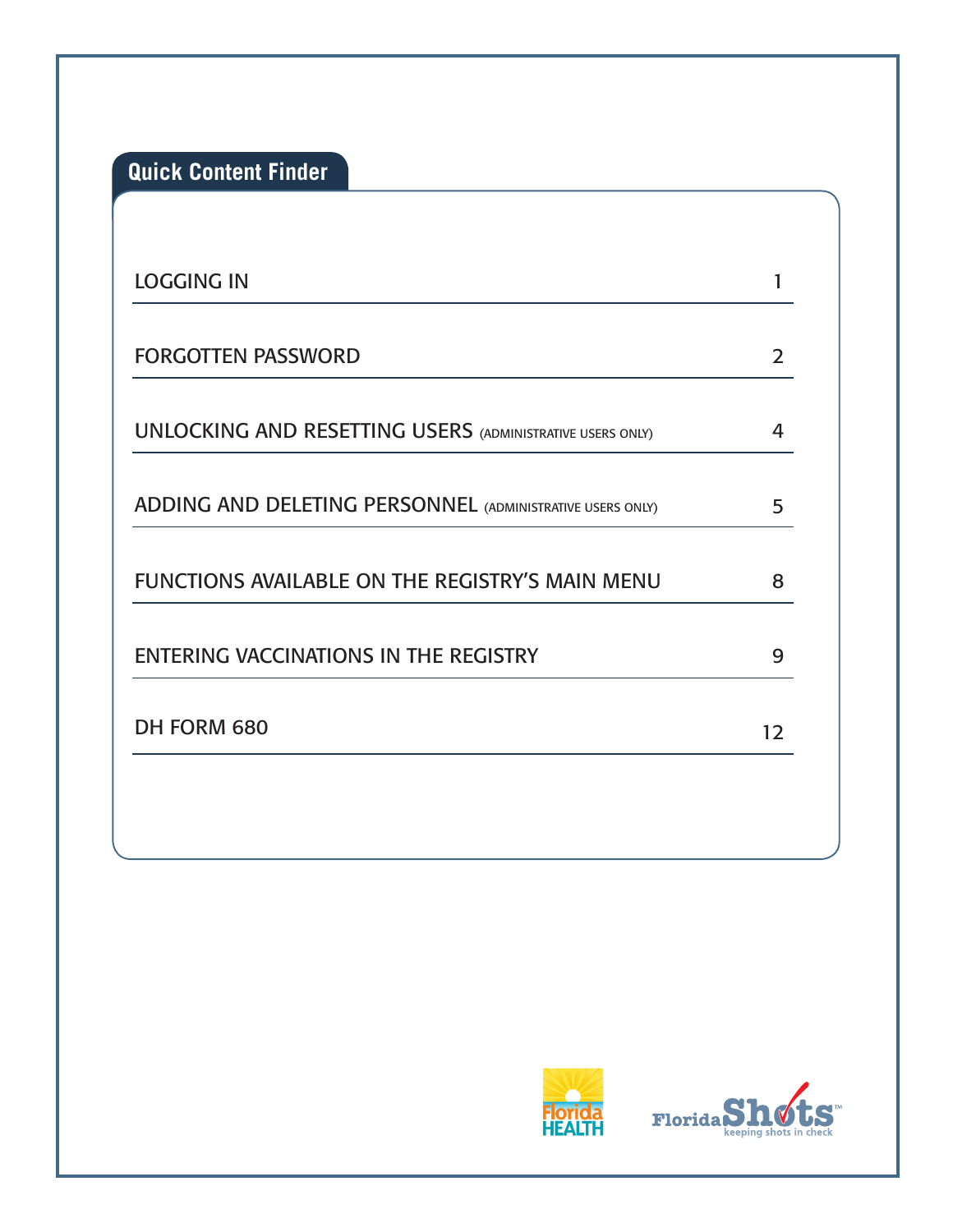## Quick Content Finder

| | |
|---|---|
| LOGGING IN | 1 |
| FORGOTTEN PASSWORD | 2 |
| UNLOCKING AND RESETTING USERS (ADMINISTRATIVE USERS ONLY) | 4 |
| ADDING AND DELETING PERSONNEL (ADMINISTRATIVE USERS ONLY) | 5 |
| FUNCTIONS AVAILABLE ON THE REGISTRY'S MAIN MENU | 8 |
| ENTERING VACCINATIONS IN THE REGISTRY | 9 |
| DH FORM 680 | 12 |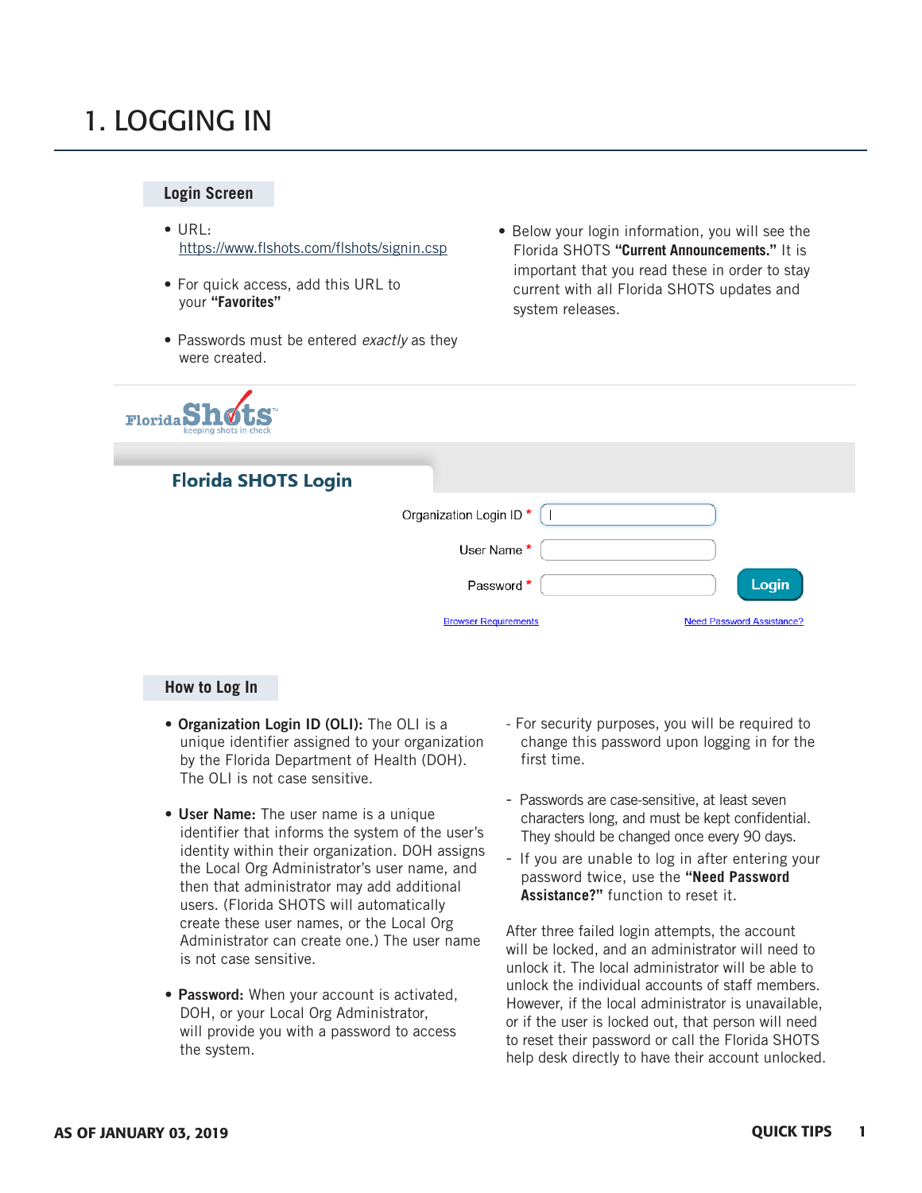# 1. LOGGING IN

## Login Screen

- URL: https://www.flshots.com/flshots/signin.csp
- For quick access, add this URL to your **"Favorites"**
- Passwords must be entered *exactly* as they were created.
- Below your login information, you will see the Florida SHOTS **"Current Announcements."** It is important that you read these in order to stay current with all Florida SHOTS updates and system releases.

Florida SHOTS Login

Organization Login ID *

User Name *

Password *

Login

Browser Requirements

Need Password Assistance?

## How to Log In

- **Organization Login ID (OLI):** The OLI is a unique identifier assigned to your organization by the Florida Department of Health (DOH). The OLI is not case sensitive.
- **User Name:** The user name is a unique identifier that informs the system of the user's identity within their organization. DOH assigns the Local Org Administrator's user name, and then that administrator may add additional users. (Florida SHOTS will automatically create these user names, or the Local Org Administrator can create one.) The user name is not case sensitive.
- **Password:** When your account is activated, DOH, or your Local Org Administrator, will provide you with a password to access the system.
  - For security purposes, you will be required to change this password upon logging in for the first time.
  - Passwords are case-sensitive, at least seven characters long, and must be kept confidential. They should be changed once every 90 days.
  - If you are unable to log in after entering your password twice, use the **"Need Password Assistance?"** function to reset it.

After three failed login attempts, the account will be locked, and an administrator will need to unlock it. The local administrator will be able to unlock the individual accounts of staff members. However, if the local administrator is unavailable, or if the user is locked out, that person will need to reset their password or call the Florida SHOTS help desk directly to have their account unlocked.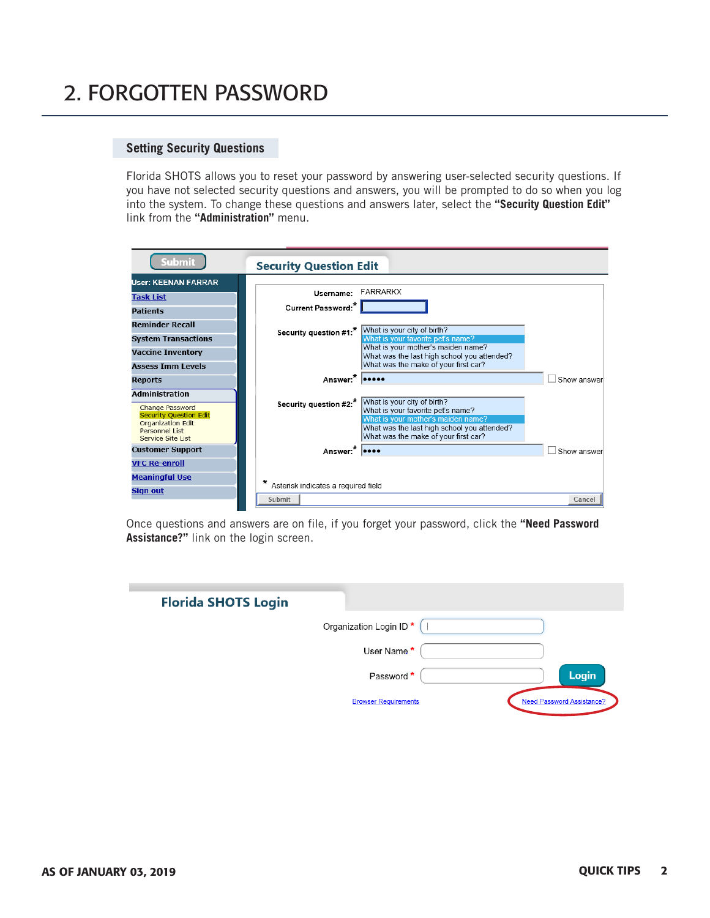# 2. FORGOTTEN PASSWORD

## Setting Security Questions

Florida SHOTS allows you to reset your password by answering user-selected security questions. If you have not selected security questions and answers, you will be prompted to do so when you log into the system. To change these questions and answers later, select the **"Security Question Edit"** link from the **"Administration"** menu.

Once questions and answers are on file, if you forget your password, click the **"Need Password Assistance?"** link on the login screen.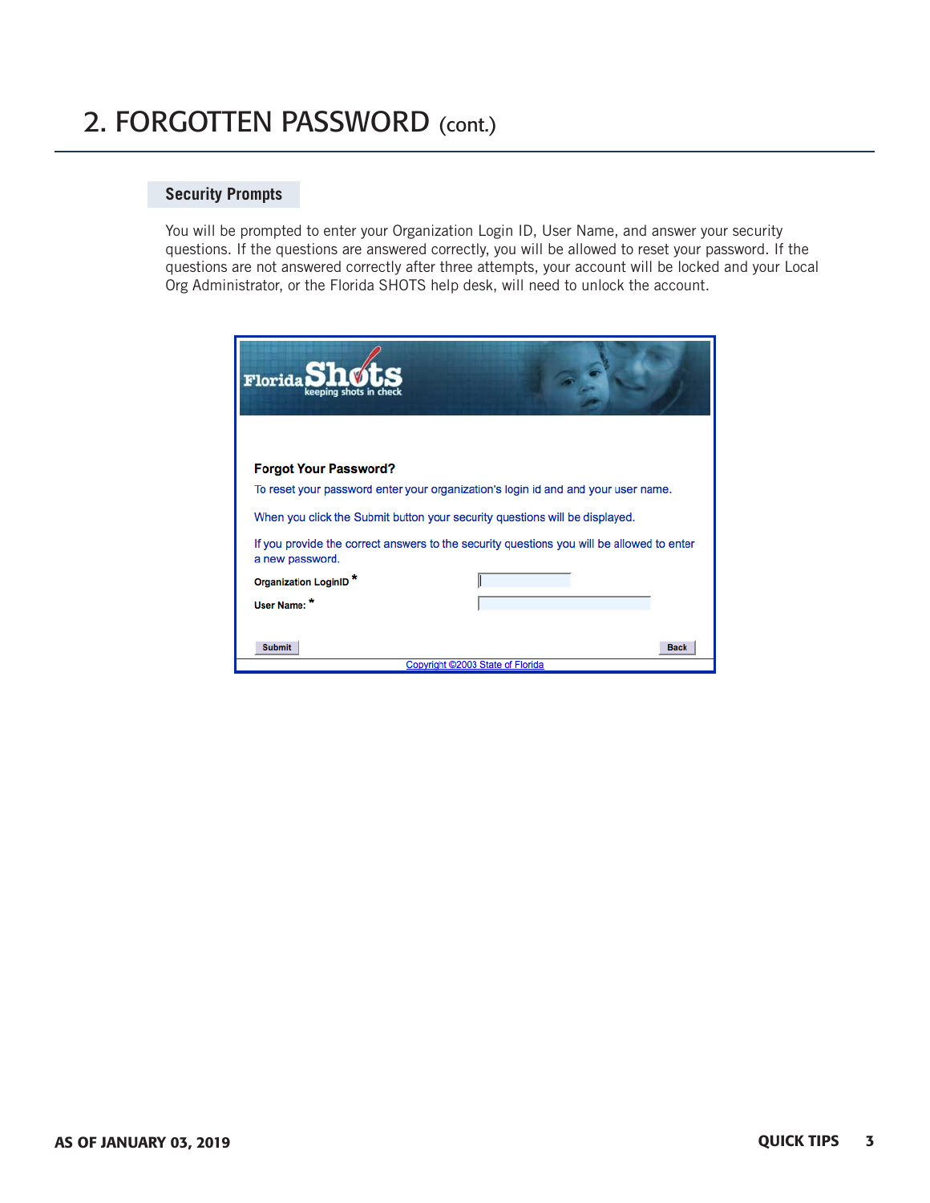# 2. FORGOTTEN PASSWORD (cont.)

## Security Prompts

You will be prompted to enter your Organization Login ID, User Name, and answer your security questions. If the questions are answered correctly, you will be allowed to reset your password. If the questions are not answered correctly after three attempts, your account will be locked and your Local Org Administrator, or the Florida SHOTS help desk, will need to unlock the account.

**Forgot Your Password?**

To reset your password enter your organization's login id and and your user name.

When you click the Submit button your security questions will be displayed.

If you provide the correct answers to the security questions you will be allowed to enter a new password.

Organization LoginID *

User Name: *

Submit    Back

Copyright ©2003 State of Florida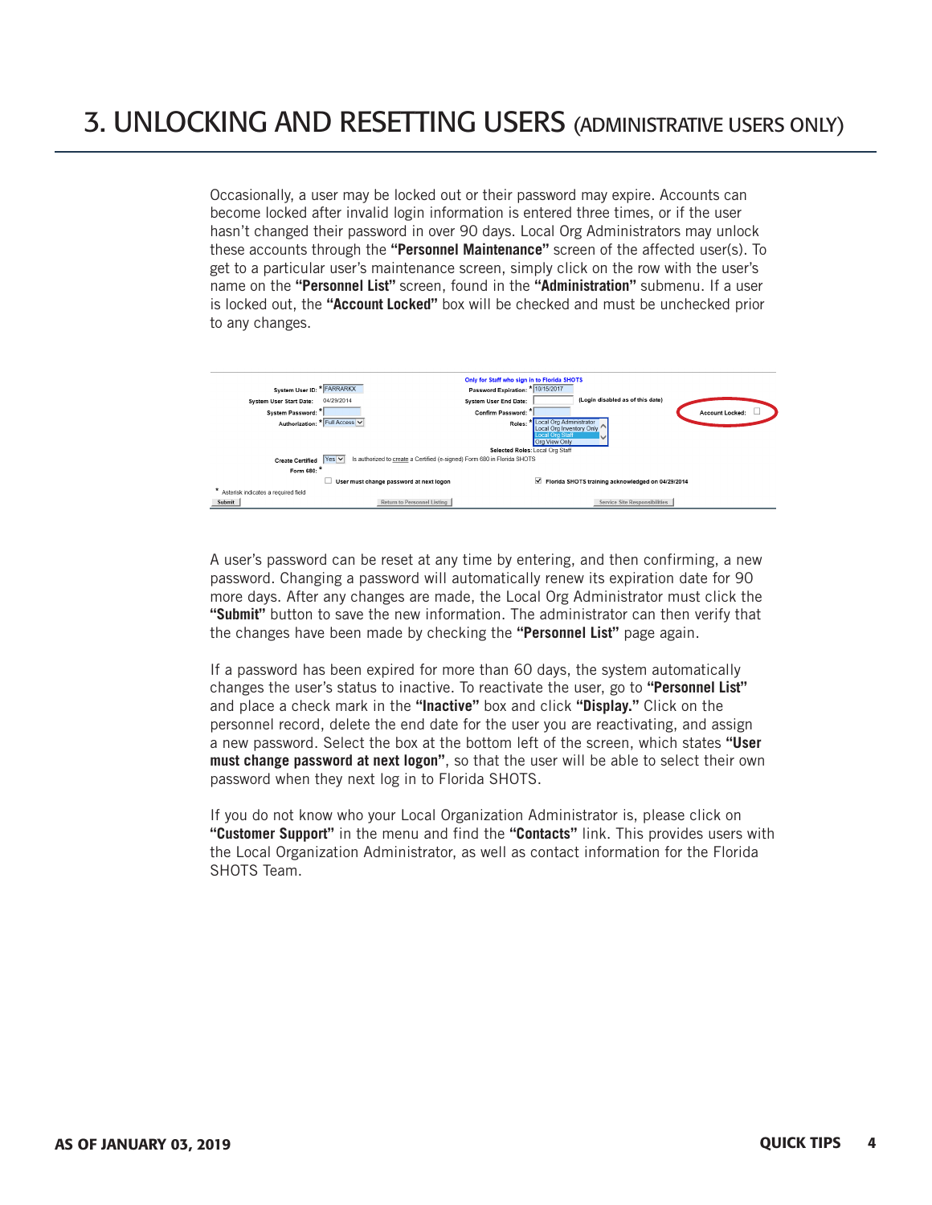# 3. UNLOCKING AND RESETTING USERS (ADMINISTRATIVE USERS ONLY)

Occasionally, a user may be locked out or their password may expire. Accounts can become locked after invalid login information is entered three times, or if the user hasn't changed their password in over 90 days. Local Org Administrators may unlock these accounts through the **"Personnel Maintenance"** screen of the affected user(s). To get to a particular user's maintenance screen, simply click on the row with the user's name on the **"Personnel List"** screen, found in the **"Administration"** submenu. If a user is locked out, the **"Account Locked"** box will be checked and must be unchecked prior to any changes.

A user's password can be reset at any time by entering, and then confirming, a new password. Changing a password will automatically renew its expiration date for 90 more days. After any changes are made, the Local Org Administrator must click the **"Submit"** button to save the new information. The administrator can then verify that the changes have been made by checking the **"Personnel List"** page again.

If a password has been expired for more than 60 days, the system automatically changes the user's status to inactive. To reactivate the user, go to **"Personnel List"** and place a check mark in the **"Inactive"** box and click **"Display."** Click on the personnel record, delete the end date for the user you are reactivating, and assign a new password. Select the box at the bottom left of the screen, which states **"User must change password at next logon"**, so that the user will be able to select their own password when they next log in to Florida SHOTS.

If you do not know who your Local Organization Administrator is, please click on **"Customer Support"** in the menu and find the **"Contacts"** link. This provides users with the Local Organization Administrator, as well as contact information for the Florida SHOTS Team.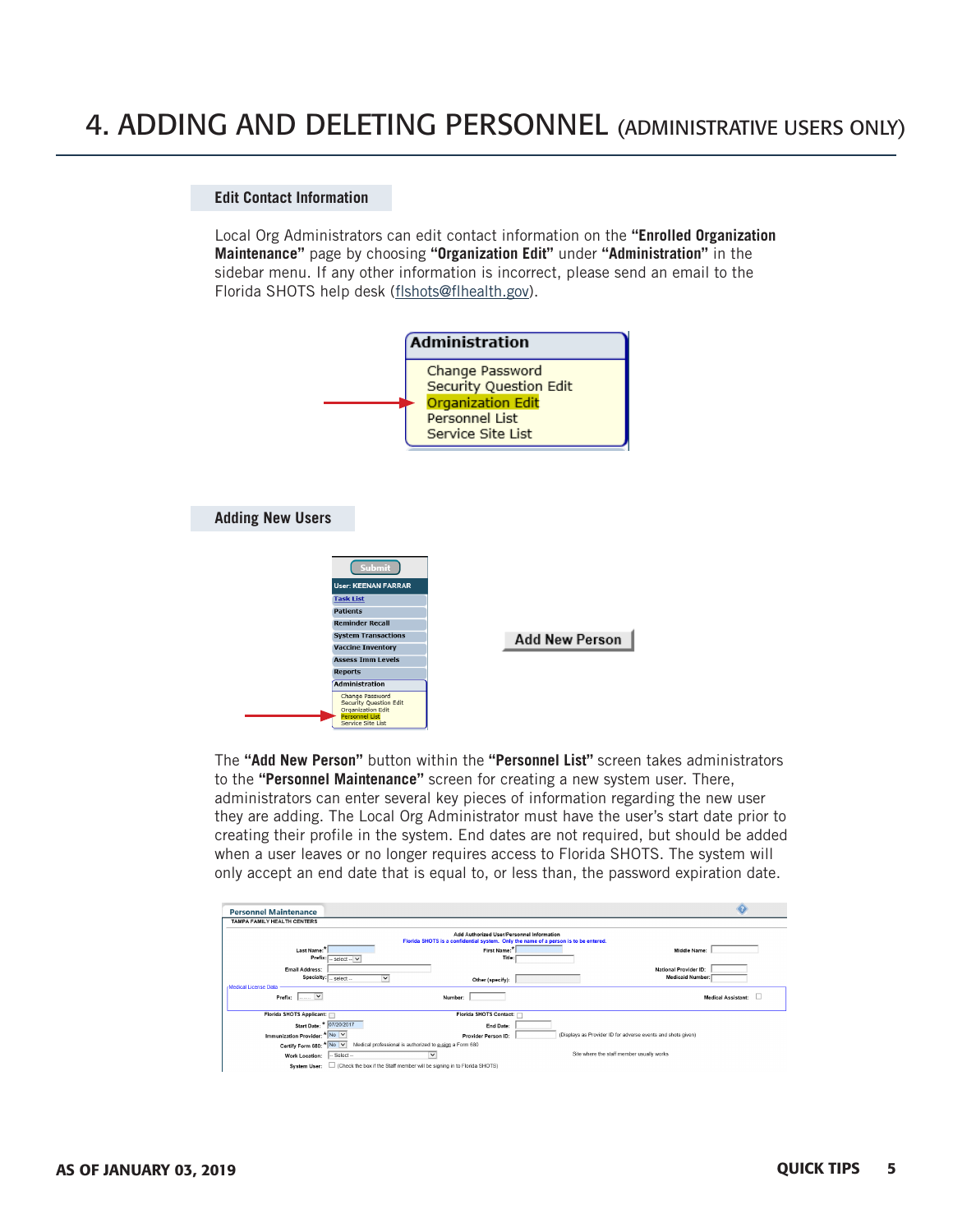# 4. ADDING AND DELETING PERSONNEL (ADMINISTRATIVE USERS ONLY)

## Edit Contact Information

Local Org Administrators can edit contact information on the **"Enrolled Organization Maintenance"** page by choosing **"Organization Edit"** under **"Administration"** in the sidebar menu. If any other information is incorrect, please send an email to the Florida SHOTS help desk (flshots@flhealth.gov).

## Adding New Users

The **"Add New Person"** button within the **"Personnel List"** screen takes administrators to the **"Personnel Maintenance"** screen for creating a new system user. There, administrators can enter several key pieces of information regarding the new user they are adding. The Local Org Administrator must have the user's start date prior to creating their profile in the system. End dates are not required, but should be added when a user leaves or no longer requires access to Florida SHOTS. The system will only accept an end date that is equal to, or less than, the password expiration date.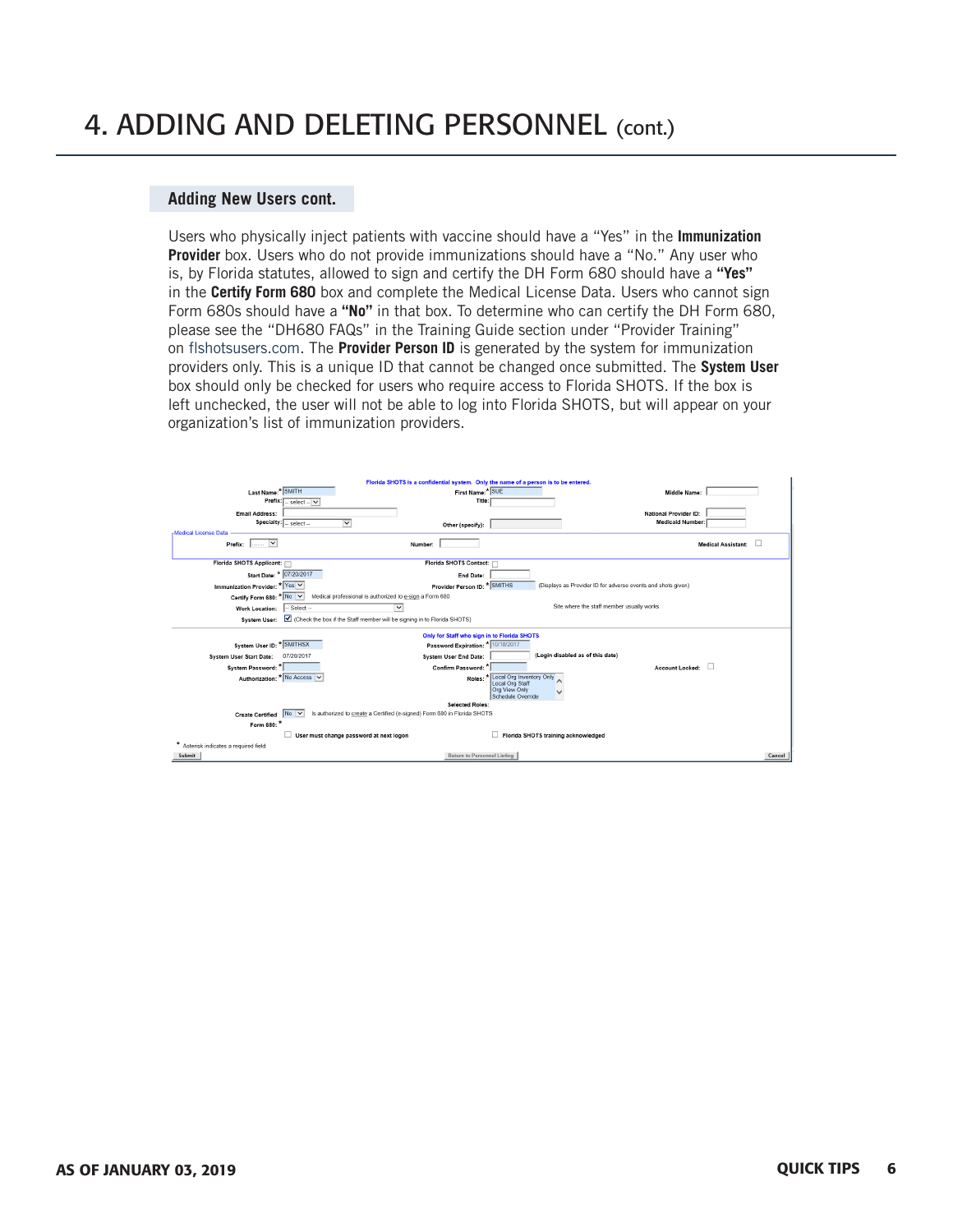# 4. ADDING AND DELETING PERSONNEL (cont.)

## Adding New Users cont.

Users who physically inject patients with vaccine should have a "Yes" in the **Immunization Provider** box. Users who do not provide immunizations should have a "No." Any user who is, by Florida statutes, allowed to sign and certify the DH Form 680 should have a **"Yes"** in the **Certify Form 680** box and complete the Medical License Data. Users who cannot sign Form 680s should have a **"No"** in that box. To determine who can certify the DH Form 680, please see the "DH680 FAQs" in the Training Guide section under "Provider Training" on flshotsusers.com. The **Provider Person ID** is generated by the system for immunization providers only. This is a unique ID that cannot be changed once submitted. The **System User** box should only be checked for users who require access to Florida SHOTS. If the box is left unchecked, the user will not be able to log into Florida SHOTS, but will appear on your organization's list of immunization providers.

Florida SHOTS is a confidential system. Only the name of a person is to be entered.

Last Name: * SMITH
First Name: * SUE
Middle Name:
Prefix: -- select --
Title:
Email Address:
National Provider ID:
Specialty: -- select --
Other (specify):
Medicaid Number:

Medical License Data
Prefix:
Number:
Medical Assistant:

Florida SHOTS Applicant:
Florida SHOTS Contact:
Start Date: * 07/20/2017
End Date:
Immunization Provider: * Yes
Provider Person ID: * SMITHS (Displays as Provider ID for adverse events and shots given)
Certify Form 680: * No — Medical professional is authorized to e-sign a Form 680
Work Location: -- Select -- — Site where the staff member usually works
System User: ☑ (Check the box if the Staff member will be signing in to Florida SHOTS)

Only for Staff who sign in to Florida SHOTS

System User ID: * SMITHSX
Password Expiration: * 10/18/2017
System User Start Date: 07/20/2017
System User End Date: (Login disabled as of this date)
System Password: *
Confirm Password: *
Account Locked:
Authorization: * No Access
Roles: * Local Org Inventory Only, Local Org Staff, Org View Only, Schedule Override
Selected Roles:
Create Certified Form 680: * No — Is authorized to create a Certified (e-signed) Form 680 in Florida SHOTS

User must change password at next logon
Florida SHOTS training acknowledged

* Asterisk indicates a required field

Submit | Return to Personnel Listing | Cancel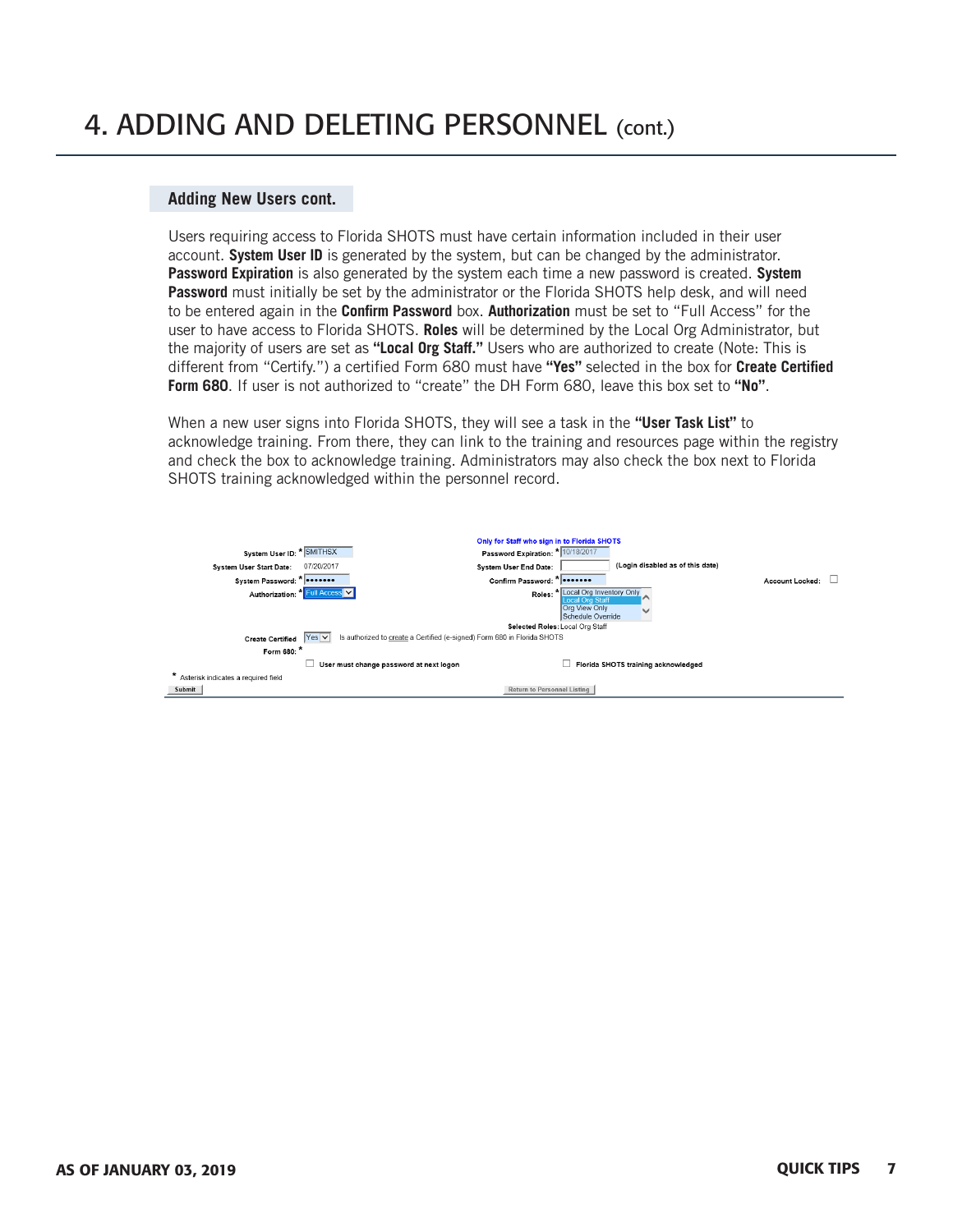# 4. ADDING AND DELETING PERSONNEL (cont.)

## Adding New Users cont.

Users requiring access to Florida SHOTS must have certain information included in their user account. **System User ID** is generated by the system, but can be changed by the administrator. **Password Expiration** is also generated by the system each time a new password is created. **System Password** must initially be set by the administrator or the Florida SHOTS help desk, and will need to be entered again in the **Confirm Password** box. **Authorization** must be set to "Full Access" for the user to have access to Florida SHOTS. **Roles** will be determined by the Local Org Administrator, but the majority of users are set as **"Local Org Staff."** Users who are authorized to create (Note: This is different from "Certify.") a certified Form 680 must have **"Yes"** selected in the box for **Create Certified Form 680**. If user is not authorized to "create" the DH Form 680, leave this box set to **"No"**.

When a new user signs into Florida SHOTS, they will see a task in the **"User Task List"** to acknowledge training. From there, they can link to the training and resources page within the registry and check the box to acknowledge training. Administrators may also check the box next to Florida SHOTS training acknowledged within the personnel record.

Only for Staff who sign in to Florida SHOTS

System User ID: * SMITHSX
Password Expiration: * 10/18/2017
System User Start Date: 07/20/2017
System User End Date: (Login disabled as of this date)
System Password: * •••••••
Confirm Password: * •••••••
Account Locked: ☐
Authorization: * Full Access
Roles: * Local Org Inventory Only / Local Org Staff / Org View Only / Schedule Override
Selected Roles: Local Org Staff
Create Certified Form 680: * Yes — Is authorized to create a Certified (e-signed) Form 680 in Florida SHOTS
☐ User must change password at next logon
☐ Florida SHOTS training acknowledged
* Asterisk indicates a required field
Submit | Return to Personnel Listing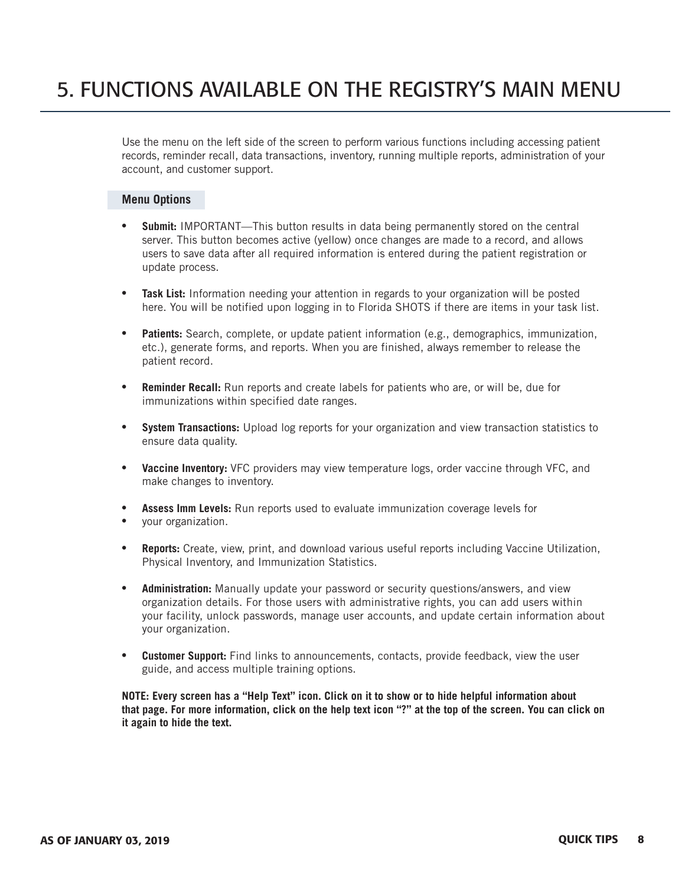# 5. FUNCTIONS AVAILABLE ON THE REGISTRY'S MAIN MENU

Use the menu on the left side of the screen to perform various functions including accessing patient records, reminder recall, data transactions, inventory, running multiple reports, administration of your account, and customer support.

### Menu Options

- **Submit:** IMPORTANT—This button results in data being permanently stored on the central server. This button becomes active (yellow) once changes are made to a record, and allows users to save data after all required information is entered during the patient registration or update process.
- **Task List:** Information needing your attention in regards to your organization will be posted here. You will be notified upon logging in to Florida SHOTS if there are items in your task list.
- **Patients:** Search, complete, or update patient information (e.g., demographics, immunization, etc.), generate forms, and reports. When you are finished, always remember to release the patient record.
- **Reminder Recall:** Run reports and create labels for patients who are, or will be, due for immunizations within specified date ranges.
- **System Transactions:** Upload log reports for your organization and view transaction statistics to ensure data quality.
- **Vaccine Inventory:** VFC providers may view temperature logs, order vaccine through VFC, and make changes to inventory.
- **Assess Imm Levels:** Run reports used to evaluate immunization coverage levels for
- your organization.
- **Reports:** Create, view, print, and download various useful reports including Vaccine Utilization, Physical Inventory, and Immunization Statistics.
- **Administration:** Manually update your password or security questions/answers, and view organization details. For those users with administrative rights, you can add users within your facility, unlock passwords, manage user accounts, and update certain information about your organization.
- **Customer Support:** Find links to announcements, contacts, provide feedback, view the user guide, and access multiple training options.

**NOTE: Every screen has a "Help Text" icon. Click on it to show or to hide helpful information about that page. For more information, click on the help text icon "?" at the top of the screen. You can click on it again to hide the text.**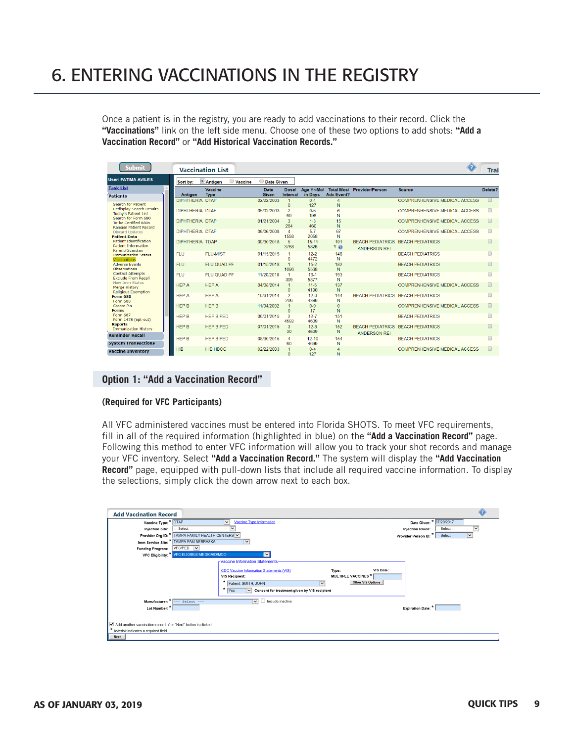# 6. ENTERING VACCINATIONS IN THE REGISTRY

Once a patient is in the registry, you are ready to add vaccinations to their record. Click the **"Vaccinations"** link on the left side menu. Choose one of these two options to add shots: **"Add a Vaccination Record"** or **"Add Historical Vaccination Records."**

## Option 1: "Add a Vaccination Record"

**(Required for VFC Participants)**

All VFC administered vaccines must be entered into Florida SHOTS. To meet VFC requirements, fill in all of the required information (highlighted in blue) on the **"Add a Vaccination Record"** page. Following this method to enter VFC information will allow you to track your shot records and manage your VFC inventory. Select **"Add a Vaccination Record."** The system will display the **"Add Vaccination Record"** page, equipped with pull-down lists that include all required vaccine information. To display the selections, simply click the down arrow next to each box.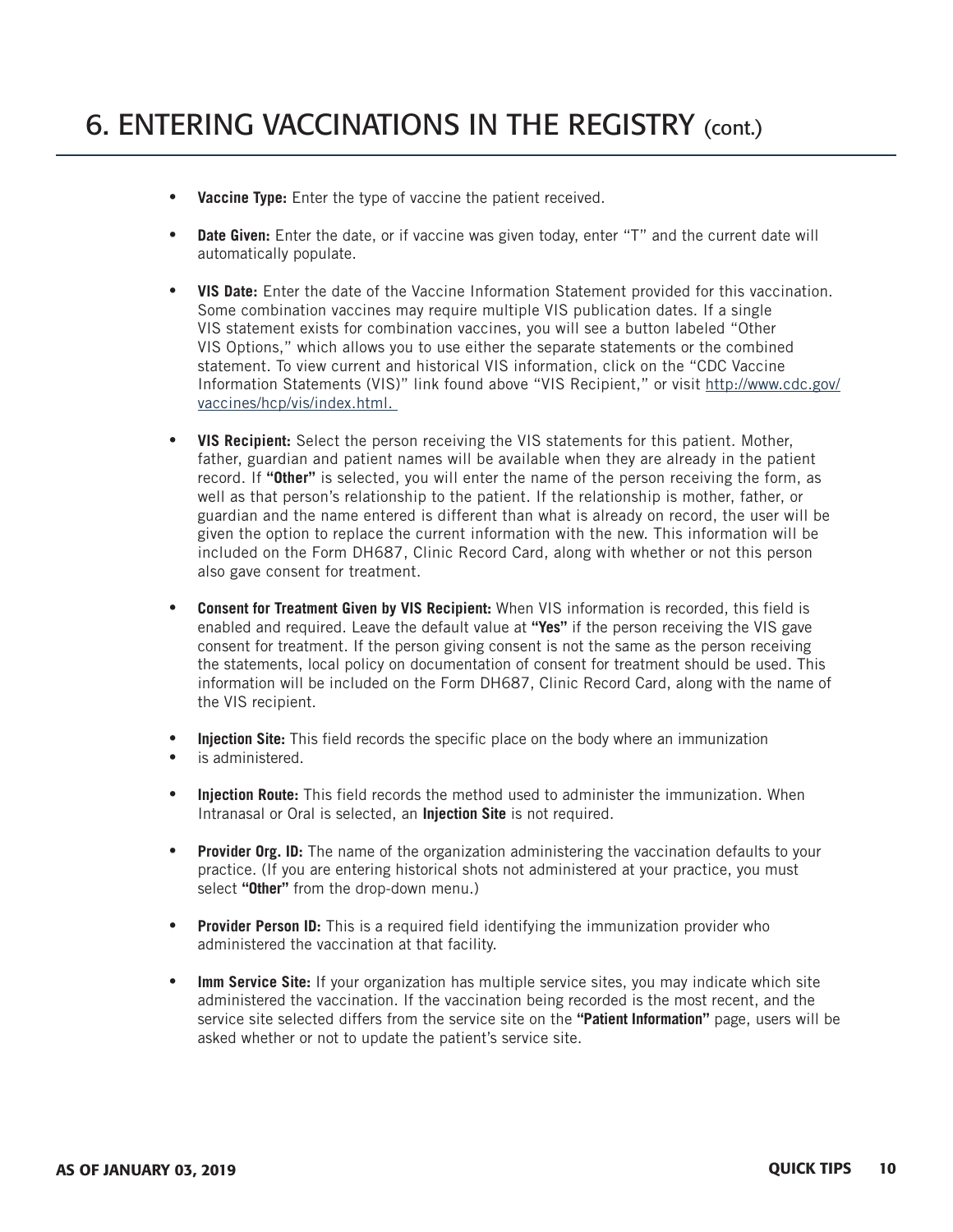# 6. ENTERING VACCINATIONS IN THE REGISTRY (cont.)

- **Vaccine Type:** Enter the type of vaccine the patient received.
- **Date Given:** Enter the date, or if vaccine was given today, enter "T" and the current date will automatically populate.
- **VIS Date:** Enter the date of the Vaccine Information Statement provided for this vaccination. Some combination vaccines may require multiple VIS publication dates. If a single VIS statement exists for combination vaccines, you will see a button labeled "Other VIS Options," which allows you to use either the separate statements or the combined statement. To view current and historical VIS information, click on the "CDC Vaccine Information Statements (VIS)" link found above "VIS Recipient," or visit http://www.cdc.gov/vaccines/hcp/vis/index.html.
- **VIS Recipient:** Select the person receiving the VIS statements for this patient. Mother, father, guardian and patient names will be available when they are already in the patient record. If **"Other"** is selected, you will enter the name of the person receiving the form, as well as that person's relationship to the patient. If the relationship is mother, father, or guardian and the name entered is different than what is already on record, the user will be given the option to replace the current information with the new. This information will be included on the Form DH687, Clinic Record Card, along with whether or not this person also gave consent for treatment.
- **Consent for Treatment Given by VIS Recipient:** When VIS information is recorded, this field is enabled and required. Leave the default value at **"Yes"** if the person receiving the VIS gave consent for treatment. If the person giving consent is not the same as the person receiving the statements, local policy on documentation of consent for treatment should be used. This information will be included on the Form DH687, Clinic Record Card, along with the name of the VIS recipient.
- **Injection Site:** This field records the specific place on the body where an immunization
- is administered.
- **Injection Route:** This field records the method used to administer the immunization. When Intranasal or Oral is selected, an **Injection Site** is not required.
- **Provider Org. ID:** The name of the organization administering the vaccination defaults to your practice. (If you are entering historical shots not administered at your practice, you must select **"Other"** from the drop-down menu.)
- **Provider Person ID:** This is a required field identifying the immunization provider who administered the vaccination at that facility.
- **Imm Service Site:** If your organization has multiple service sites, you may indicate which site administered the vaccination. If the vaccination being recorded is the most recent, and the service site selected differs from the service site on the **"Patient Information"** page, users will be asked whether or not to update the patient's service site.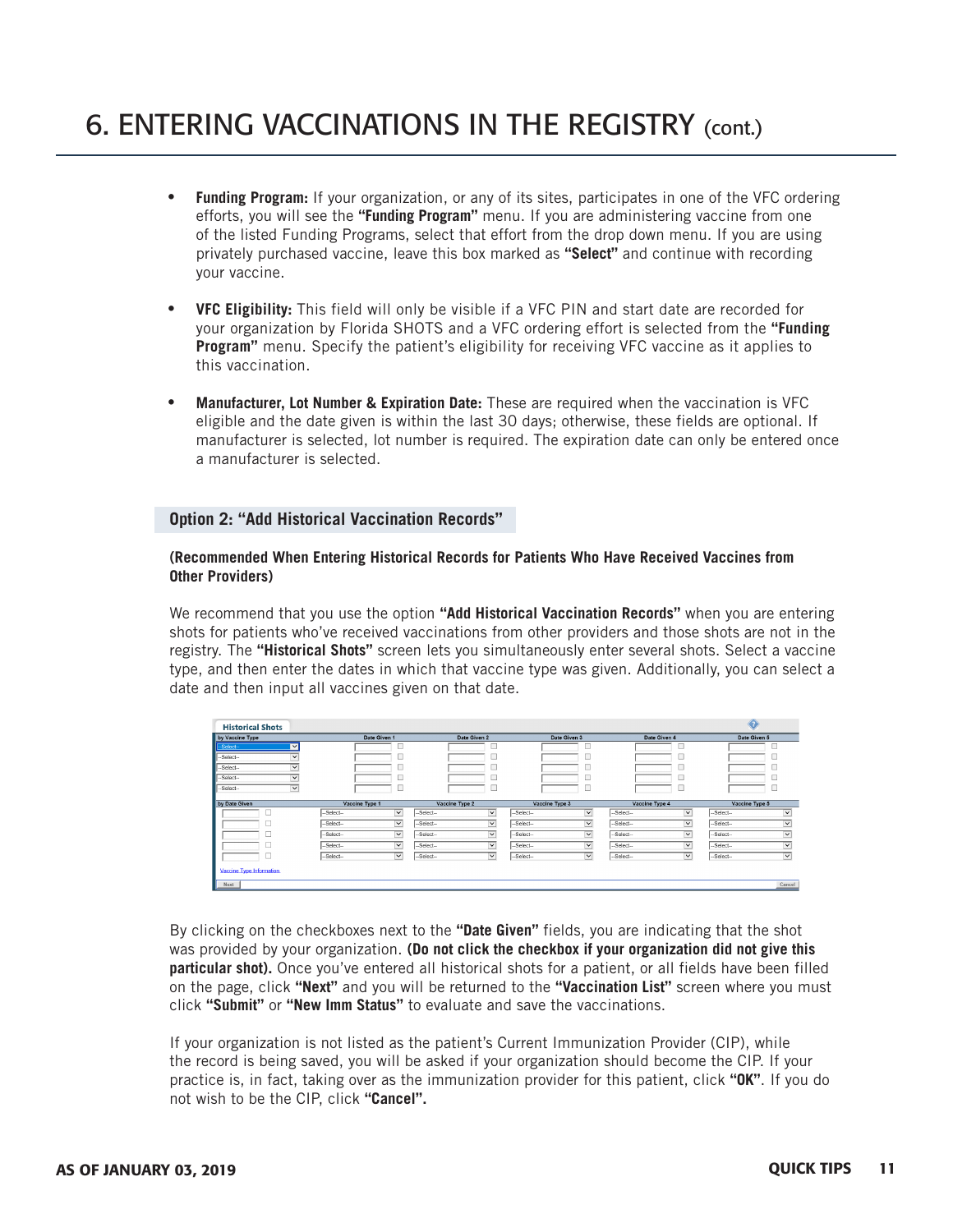# 6. ENTERING VACCINATIONS IN THE REGISTRY (cont.)

- **Funding Program:** If your organization, or any of its sites, participates in one of the VFC ordering efforts, you will see the **"Funding Program"** menu. If you are administering vaccine from one of the listed Funding Programs, select that effort from the drop down menu. If you are using privately purchased vaccine, leave this box marked as **"Select"** and continue with recording your vaccine.

- **VFC Eligibility:** This field will only be visible if a VFC PIN and start date are recorded for your organization by Florida SHOTS and a VFC ordering effort is selected from the **"Funding Program"** menu. Specify the patient's eligibility for receiving VFC vaccine as it applies to this vaccination.

- **Manufacturer, Lot Number & Expiration Date:** These are required when the vaccination is VFC eligible and the date given is within the last 30 days; otherwise, these fields are optional. If manufacturer is selected, lot number is required. The expiration date can only be entered once a manufacturer is selected.

## Option 2: "Add Historical Vaccination Records"

**(Recommended When Entering Historical Records for Patients Who Have Received Vaccines from Other Providers)**

We recommend that you use the option **"Add Historical Vaccination Records"** when you are entering shots for patients who've received vaccinations from other providers and those shots are not in the registry. The **"Historical Shots"** screen lets you simultaneously enter several shots. Select a vaccine type, and then enter the dates in which that vaccine type was given. Additionally, you can select a date and then input all vaccines given on that date.

By clicking on the checkboxes next to the **"Date Given"** fields, you are indicating that the shot was provided by your organization. **(Do not click the checkbox if your organization did not give this particular shot).** Once you've entered all historical shots for a patient, or all fields have been filled on the page, click **"Next"** and you will be returned to the **"Vaccination List"** screen where you must click **"Submit"** or **"New Imm Status"** to evaluate and save the vaccinations.

If your organization is not listed as the patient's Current Immunization Provider (CIP), while the record is being saved, you will be asked if your organization should become the CIP. If your practice is, in fact, taking over as the immunization provider for this patient, click **"OK"**. If you do not wish to be the CIP, click **"Cancel".**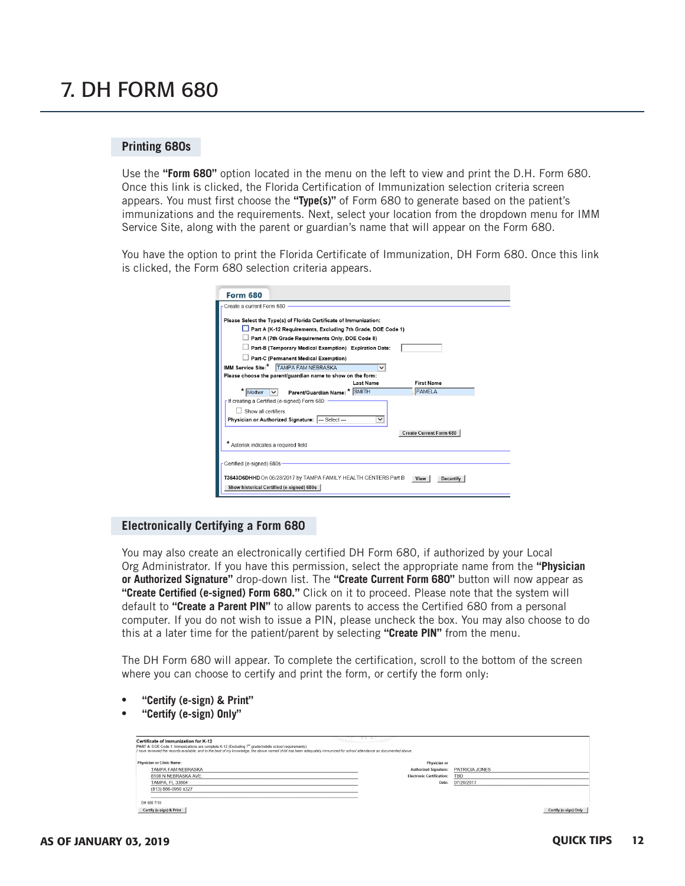# 7. DH FORM 680

## Printing 680s

Use the **"Form 680"** option located in the menu on the left to view and print the D.H. Form 680. Once this link is clicked, the Florida Certification of Immunization selection criteria screen appears. You must first choose the **"Type(s)"** of Form 680 to generate based on the patient's immunizations and the requirements. Next, select your location from the dropdown menu for IMM Service Site, along with the parent or guardian's name that will appear on the Form 680.

You have the option to print the Florida Certificate of Immunization, DH Form 680. Once this link is clicked, the Form 680 selection criteria appears.

## Electronically Certifying a Form 680

You may also create an electronically certified DH Form 680, if authorized by your Local Org Administrator. If you have this permission, select the appropriate name from the **"Physician or Authorized Signature"** drop-down list. The **"Create Current Form 680"** button will now appear as **"Create Certified (e-signed) Form 680."** Click on it to proceed. Please note that the system will default to **"Create a Parent PIN"** to allow parents to access the Certified 680 from a personal computer. If you do not wish to issue a PIN, please uncheck the box. You may also choose to do this at a later time for the patient/parent by selecting **"Create PIN"** from the menu.

The DH Form 680 will appear. To complete the certification, scroll to the bottom of the screen where you can choose to certify and print the form, or certify the form only:

- **"Certify (e-sign) & Print"**
- **"Certify (e-sign) Only"**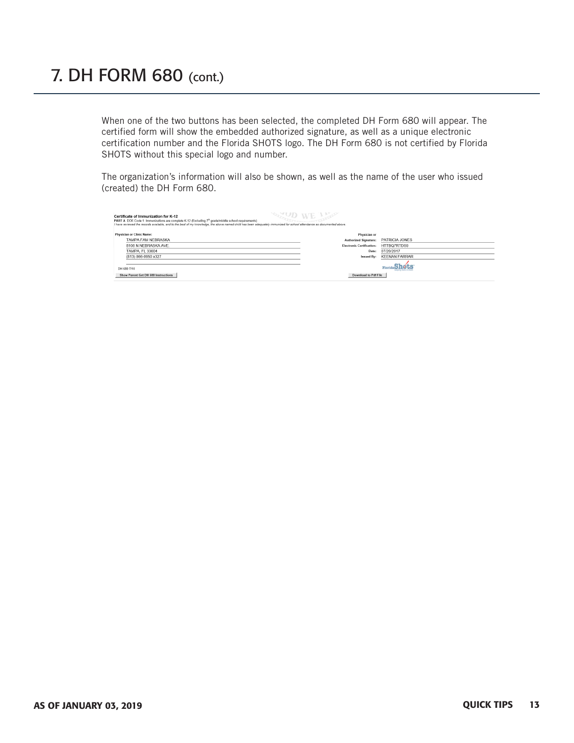# 7. DH FORM 680 (cont.)

When one of the two buttons has been selected, the completed DH Form 680 will appear. The certified form will show the embedded authorized signature, as well as a unique electronic certification number and the Florida SHOTS logo. The DH Form 680 is not certified by Florida SHOTS without this special logo and number.

The organization's information will also be shown, as well as the name of the user who issued (created) the DH Form 680.

**Certificate of Immunization for K-12**

**PART A** DOE Code 1: Immunizations are complete K-12 (Excluding 7th grade/middle school requirements)

*I have reviewed the records available, and to the best of my knowledge, the above named child has been adequately immunized for school attendance as documented above.*

**Physician or Clinic Name:**

TAMPA FAM NEBRASKA
8108 N NEBRASKA AVE.
TAMPA, FL 33604
(813) 866-0950 x327

**Physician or**
**Authorized Signature:** PATRICIA JONES
**Electronic Certification:** HTTBQ7RTDS9
**Date:** 07/20/2017
**Issued By:** KEENAN FARRAR

DH 680 7/10

Show Parent Get DH 680 Instructions

Florida Shots

Download to Pdf File